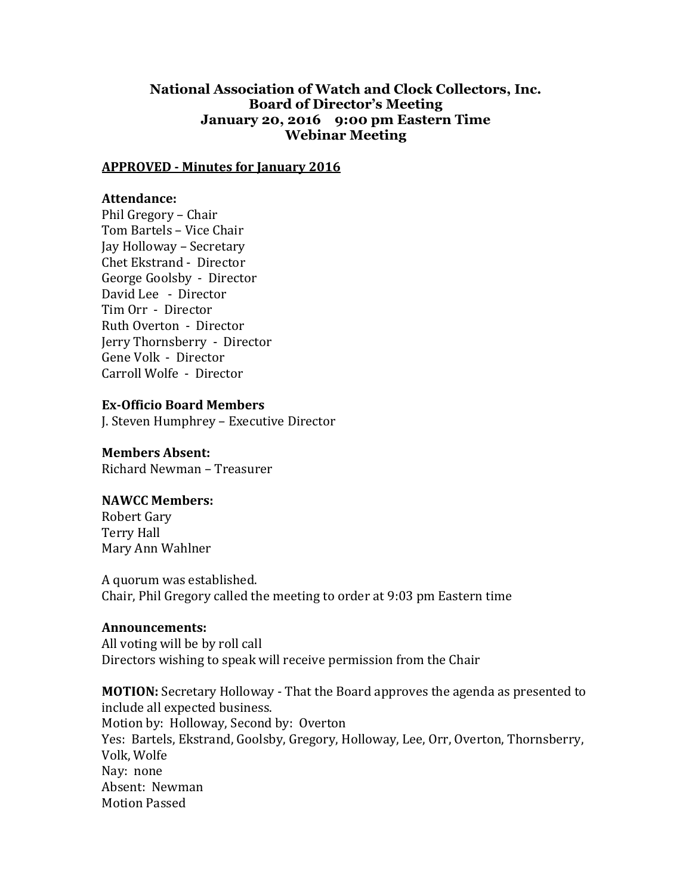# National Association of Watch and Clock Collectors, Inc.
## Board of Director's Meeting
## January 20, 2016 9:00 pm Eastern Time
## Webinar Meeting

**APPROVED - Minutes for January 2016**

**Attendance:**
Phil Gregory – Chair
Tom Bartels – Vice Chair
Jay Holloway – Secretary
Chet Ekstrand - Director
George Goolsby - Director
David Lee - Director
Tim Orr - Director
Ruth Overton - Director
Jerry Thornsberry - Director
Gene Volk - Director
Carroll Wolfe - Director

**Ex-Officio Board Members**
J. Steven Humphrey – Executive Director

**Members Absent:**
Richard Newman – Treasurer

**NAWCC Members:**
Robert Gary
Terry Hall
Mary Ann Wahlner

A quorum was established.
Chair, Phil Gregory called the meeting to order at 9:03 pm Eastern time

**Announcements:**
All voting will be by roll call
Directors wishing to speak will receive permission from the Chair

**MOTION:** Secretary Holloway - That the Board approves the agenda as presented to include all expected business.
Motion by: Holloway, Second by: Overton
Yes: Bartels, Ekstrand, Goolsby, Gregory, Holloway, Lee, Orr, Overton, Thornsberry, Volk, Wolfe
Nay: none
Absent: Newman
Motion Passed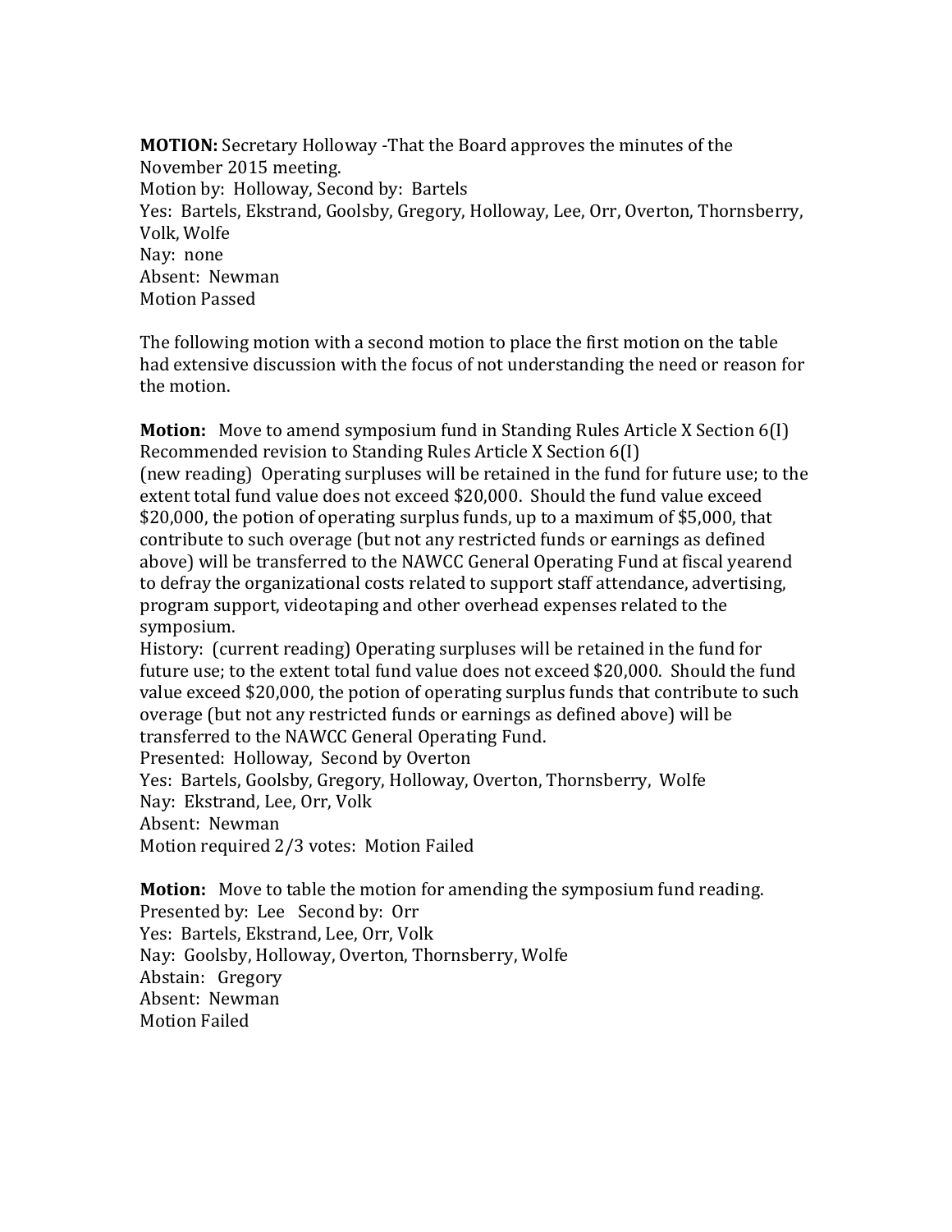**MOTION:** Secretary Holloway -That the Board approves the minutes of the November 2015 meeting.
Motion by: Holloway, Second by: Bartels
Yes: Bartels, Ekstrand, Goolsby, Gregory, Holloway, Lee, Orr, Overton, Thornsberry, Volk, Wolfe
Nay: none
Absent: Newman
Motion Passed

The following motion with a second motion to place the first motion on the table had extensive discussion with the focus of not understanding the need or reason for the motion.

**Motion:** Move to amend symposium fund in Standing Rules Article X Section 6(I)
Recommended revision to Standing Rules Article X Section 6(I)
(new reading) Operating surpluses will be retained in the fund for future use; to the extent total fund value does not exceed $20,000. Should the fund value exceed $20,000, the potion of operating surplus funds, up to a maximum of $5,000, that contribute to such overage (but not any restricted funds or earnings as defined above) will be transferred to the NAWCC General Operating Fund at fiscal yearend to defray the organizational costs related to support staff attendance, advertising, program support, videotaping and other overhead expenses related to the symposium.
History: (current reading) Operating surpluses will be retained in the fund for future use; to the extent total fund value does not exceed $20,000. Should the fund value exceed $20,000, the potion of operating surplus funds that contribute to such overage (but not any restricted funds or earnings as defined above) will be transferred to the NAWCC General Operating Fund.
Presented: Holloway, Second by Overton
Yes: Bartels, Goolsby, Gregory, Holloway, Overton, Thornsberry, Wolfe
Nay: Ekstrand, Lee, Orr, Volk
Absent: Newman
Motion required 2/3 votes: Motion Failed

**Motion:** Move to table the motion for amending the symposium fund reading.
Presented by: Lee Second by: Orr
Yes: Bartels, Ekstrand, Lee, Orr, Volk
Nay: Goolsby, Holloway, Overton, Thornsberry, Wolfe
Abstain: Gregory
Absent: Newman
Motion Failed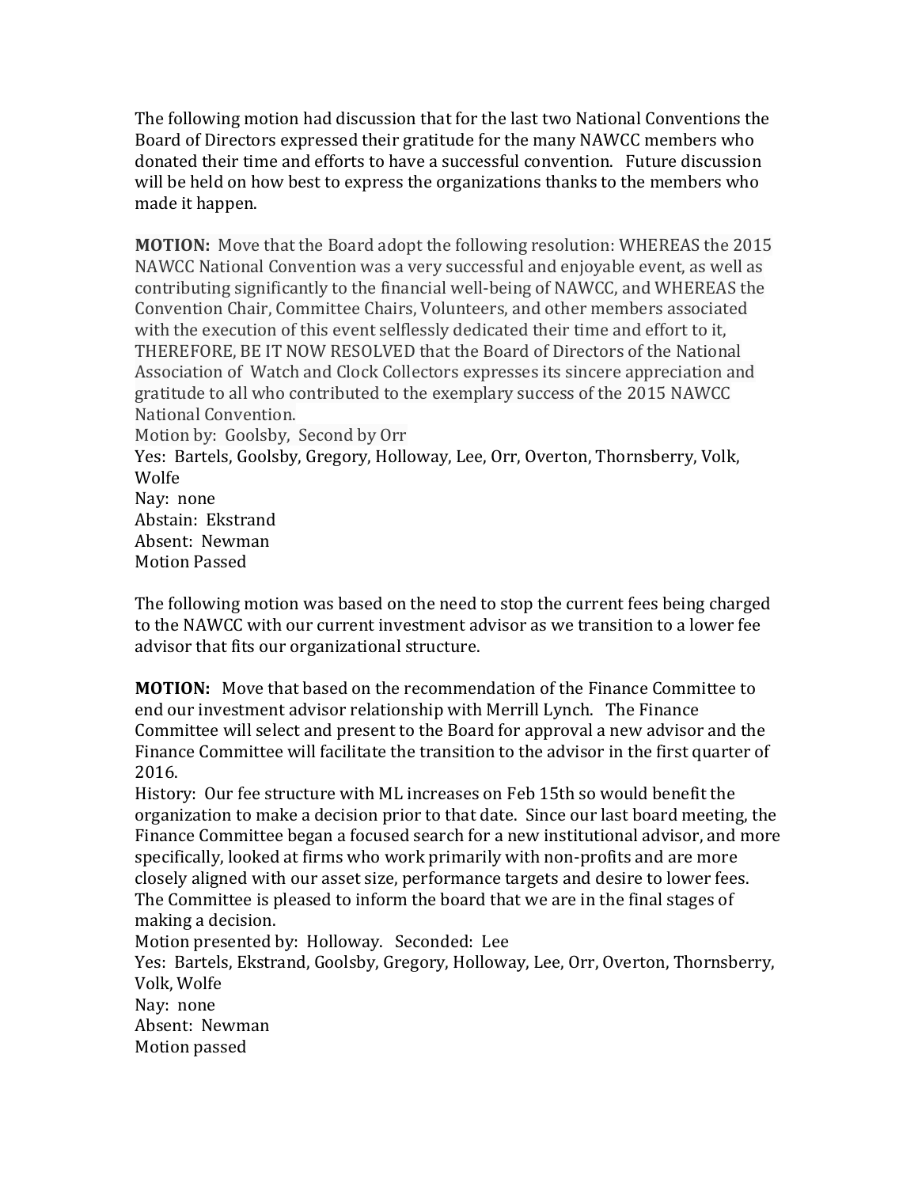The following motion had discussion that for the last two National Conventions the Board of Directors expressed their gratitude for the many NAWCC members who donated their time and efforts to have a successful convention. Future discussion will be held on how best to express the organizations thanks to the members who made it happen.

**MOTION:** Move that the Board adopt the following resolution: WHEREAS the 2015 NAWCC National Convention was a very successful and enjoyable event, as well as contributing significantly to the financial well-being of NAWCC, and WHEREAS the Convention Chair, Committee Chairs, Volunteers, and other members associated with the execution of this event selflessly dedicated their time and effort to it, THEREFORE, BE IT NOW RESOLVED that the Board of Directors of the National Association of Watch and Clock Collectors expresses its sincere appreciation and gratitude to all who contributed to the exemplary success of the 2015 NAWCC National Convention.
Motion by: Goolsby, Second by Orr
Yes: Bartels, Goolsby, Gregory, Holloway, Lee, Orr, Overton, Thornsberry, Volk, Wolfe
Nay: none
Abstain: Ekstrand
Absent: Newman
Motion Passed

The following motion was based on the need to stop the current fees being charged to the NAWCC with our current investment advisor as we transition to a lower fee advisor that fits our organizational structure.

**MOTION:** Move that based on the recommendation of the Finance Committee to end our investment advisor relationship with Merrill Lynch. The Finance Committee will select and present to the Board for approval a new advisor and the Finance Committee will facilitate the transition to the advisor in the first quarter of 2016.
History: Our fee structure with ML increases on Feb 15th so would benefit the organization to make a decision prior to that date. Since our last board meeting, the Finance Committee began a focused search for a new institutional advisor, and more specifically, looked at firms who work primarily with non-profits and are more closely aligned with our asset size, performance targets and desire to lower fees. The Committee is pleased to inform the board that we are in the final stages of making a decision.
Motion presented by: Holloway. Seconded: Lee
Yes: Bartels, Ekstrand, Goolsby, Gregory, Holloway, Lee, Orr, Overton, Thornsberry, Volk, Wolfe
Nay: none
Absent: Newman
Motion passed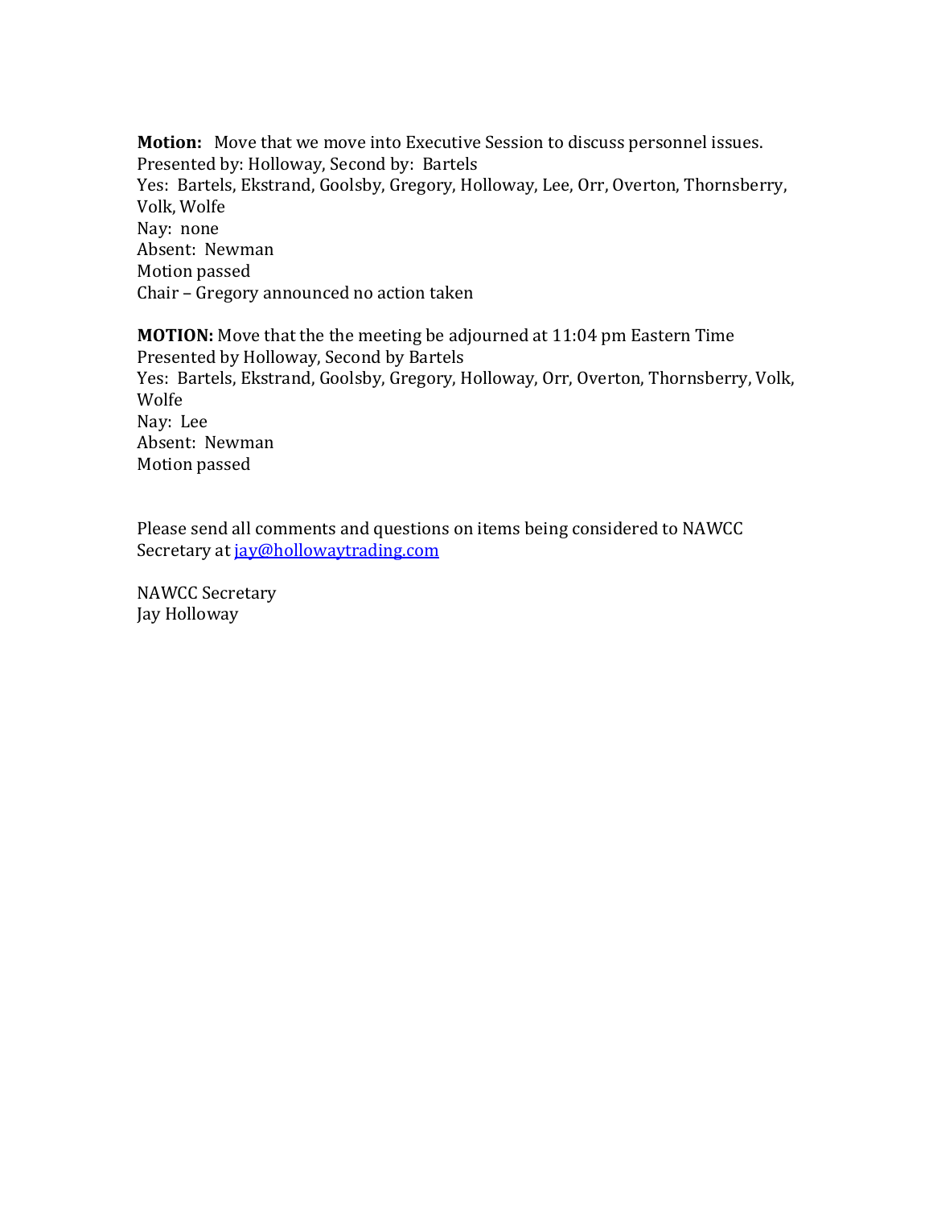**Motion:** Move that we move into Executive Session to discuss personnel issues.
Presented by: Holloway, Second by: Bartels
Yes: Bartels, Ekstrand, Goolsby, Gregory, Holloway, Lee, Orr, Overton, Thornsberry, Volk, Wolfe
Nay: none
Absent: Newman
Motion passed
Chair – Gregory announced no action taken

**MOTION:** Move that the the meeting be adjourned at 11:04 pm Eastern Time
Presented by Holloway, Second by Bartels
Yes: Bartels, Ekstrand, Goolsby, Gregory, Holloway, Orr, Overton, Thornsberry, Volk, Wolfe
Nay: Lee
Absent: Newman
Motion passed

Please send all comments and questions on items being considered to NAWCC Secretary at jay@hollowaytrading.com

NAWCC Secretary
Jay Holloway